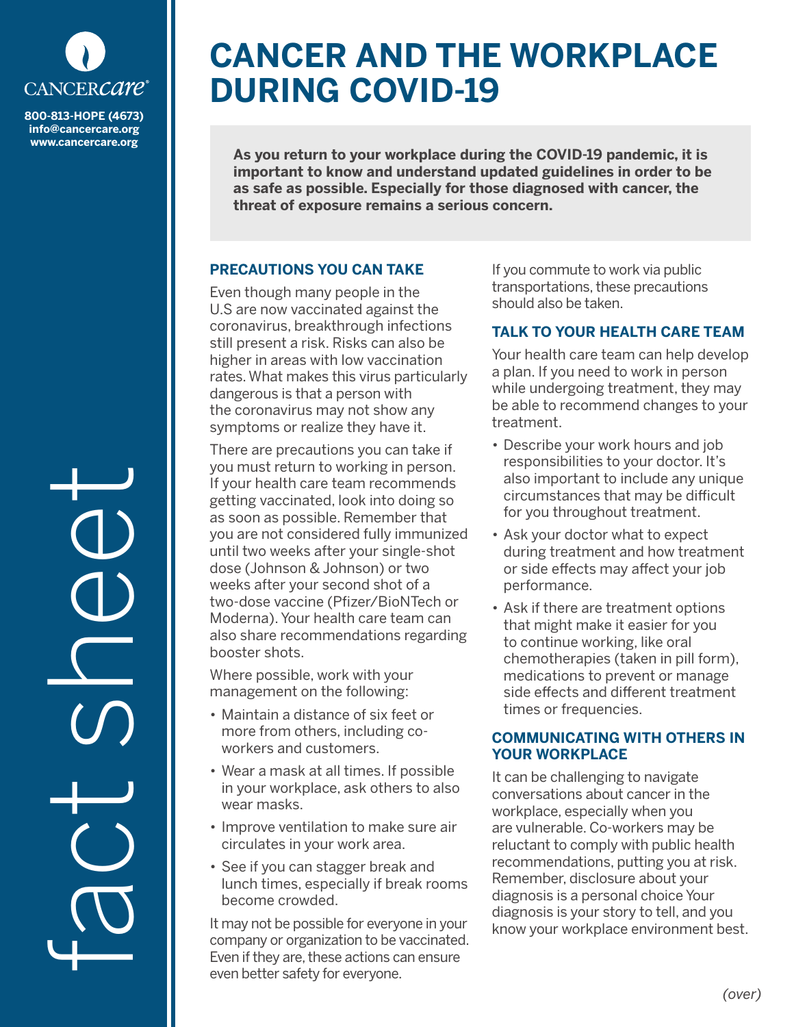CANCERcare®

800-813-HOPE (4673)
info@cancercare.org
www.cancercare.org

fact sheet

# CANCER AND THE WORKPLACE DURING COVID-19

**As you return to your workplace during the COVID-19 pandemic, it is important to know and understand updated guidelines in order to be as safe as possible. Especially for those diagnosed with cancer, the threat of exposure remains a serious concern.**

## PRECAUTIONS YOU CAN TAKE

Even though many people in the U.S are now vaccinated against the coronavirus, breakthrough infections still present a risk. Risks can also be higher in areas with low vaccination rates. What makes this virus particularly dangerous is that a person with the coronavirus may not show any symptoms or realize they have it.

There are precautions you can take if you must return to working in person. If your health care team recommends getting vaccinated, look into doing so as soon as possible. Remember that you are not considered fully immunized until two weeks after your single-shot dose (Johnson & Johnson) or two weeks after your second shot of a two-dose vaccine (Pfizer/BioNTech or Moderna). Your health care team can also share recommendations regarding booster shots.

Where possible, work with your management on the following:

- Maintain a distance of six feet or more from others, including co-workers and customers.
- Wear a mask at all times. If possible in your workplace, ask others to also wear masks.
- Improve ventilation to make sure air circulates in your work area.
- See if you can stagger break and lunch times, especially if break rooms become crowded.

It may not be possible for everyone in your company or organization to be vaccinated. Even if they are, these actions can ensure even better safety for everyone.

If you commute to work via public transportations, these precautions should also be taken.

## TALK TO YOUR HEALTH CARE TEAM

Your health care team can help develop a plan. If you need to work in person while undergoing treatment, they may be able to recommend changes to your treatment.

- Describe your work hours and job responsibilities to your doctor. It's also important to include any unique circumstances that may be difficult for you throughout treatment.
- Ask your doctor what to expect during treatment and how treatment or side effects may affect your job performance.
- Ask if there are treatment options that might make it easier for you to continue working, like oral chemotherapies (taken in pill form), medications to prevent or manage side effects and different treatment times or frequencies.

## COMMUNICATING WITH OTHERS IN YOUR WORKPLACE

It can be challenging to navigate conversations about cancer in the workplace, especially when you are vulnerable. Co-workers may be reluctant to comply with public health recommendations, putting you at risk. Remember, disclosure about your diagnosis is a personal choice Your diagnosis is your story to tell, and you know your workplace environment best.

*(over)*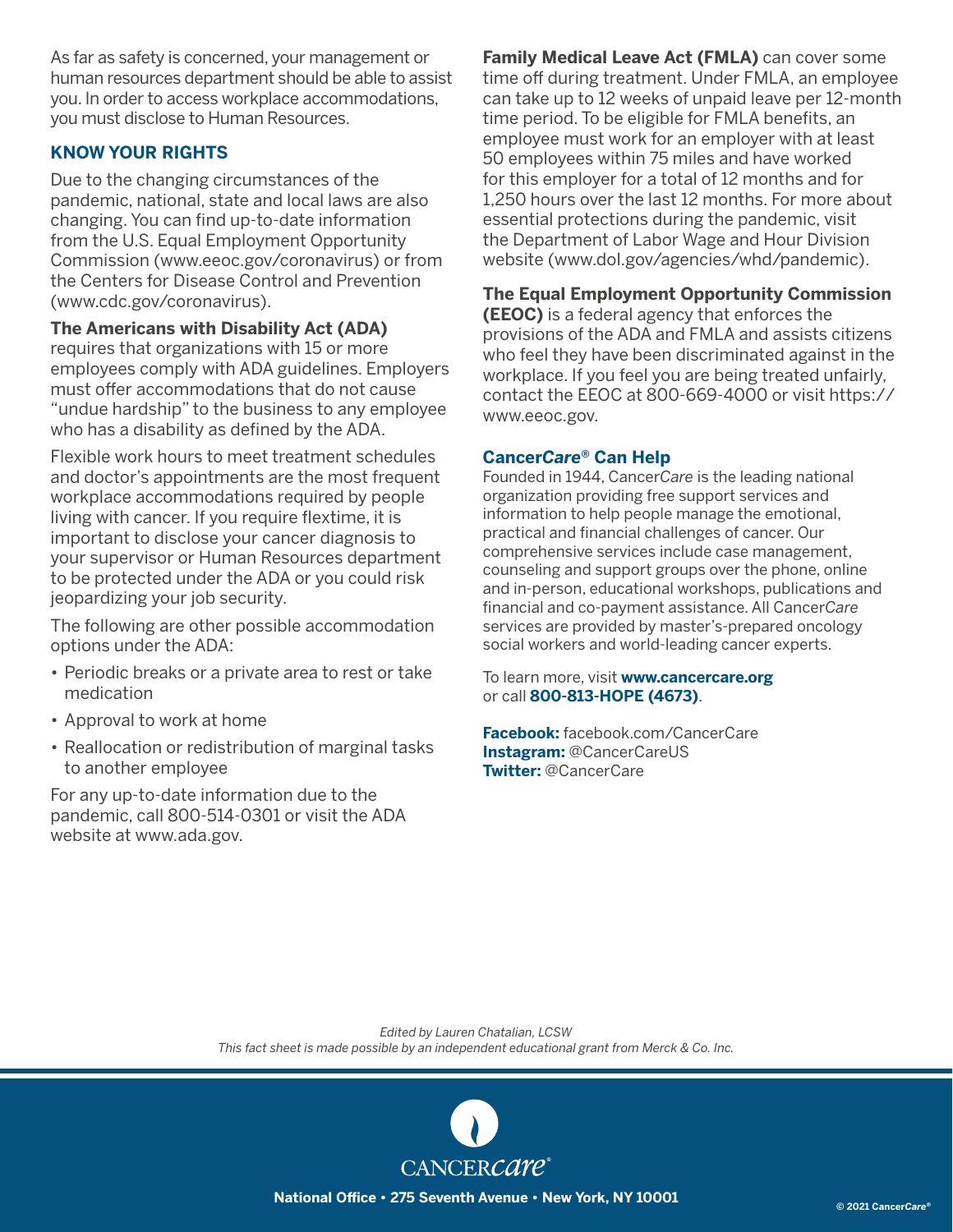As far as safety is concerned, your management or human resources department should be able to assist you. In order to access workplace accommodations, you must disclose to Human Resources.

## KNOW YOUR RIGHTS

Due to the changing circumstances of the pandemic, national, state and local laws are also changing. You can find up-to-date information from the U.S. Equal Employment Opportunity Commission (www.eeoc.gov/coronavirus) or from the Centers for Disease Control and Prevention (www.cdc.gov/coronavirus).

**The Americans with Disability Act (ADA)** requires that organizations with 15 or more employees comply with ADA guidelines. Employers must offer accommodations that do not cause "undue hardship" to the business to any employee who has a disability as defined by the ADA.

Flexible work hours to meet treatment schedules and doctor's appointments are the most frequent workplace accommodations required by people living with cancer. If you require flextime, it is important to disclose your cancer diagnosis to your supervisor or Human Resources department to be protected under the ADA or you could risk jeopardizing your job security.

The following are other possible accommodation options under the ADA:

- Periodic breaks or a private area to rest or take medication
- Approval to work at home
- Reallocation or redistribution of marginal tasks to another employee

For any up-to-date information due to the pandemic, call 800-514-0301 or visit the ADA website at www.ada.gov.

**Family Medical Leave Act (FMLA)** can cover some time off during treatment. Under FMLA, an employee can take up to 12 weeks of unpaid leave per 12-month time period. To be eligible for FMLA benefits, an employee must work for an employer with at least 50 employees within 75 miles and have worked for this employer for a total of 12 months and for 1,250 hours over the last 12 months. For more about essential protections during the pandemic, visit the Department of Labor Wage and Hour Division website (www.dol.gov/agencies/whd/pandemic).

**The Equal Employment Opportunity Commission (EEOC)** is a federal agency that enforces the provisions of the ADA and FMLA and assists citizens who feel they have been discriminated against in the workplace. If you feel you are being treated unfairly, contact the EEOC at 800-669-4000 or visit https://www.eeoc.gov.

## Cancer*Care*® Can Help

Founded in 1944, Cancer*Care* is the leading national organization providing free support services and information to help people manage the emotional, practical and financial challenges of cancer. Our comprehensive services include case management, counseling and support groups over the phone, online and in-person, educational workshops, publications and financial and co-payment assistance. All Cancer*Care* services are provided by master's-prepared oncology social workers and world-leading cancer experts.

To learn more, visit **www.cancercare.org** or call **800-813-HOPE (4673)**.

**Facebook:** facebook.com/CancerCare
**Instagram:** @CancerCareUS
**Twitter:** @CancerCare

*Edited by Lauren Chatalian, LCSW*
*This fact sheet is made possible by an independent educational grant from Merck & Co. Inc.*

CANCER*care*®

**National Office • 275 Seventh Avenue • New York, NY 10001**

© 2021 CancerCare®